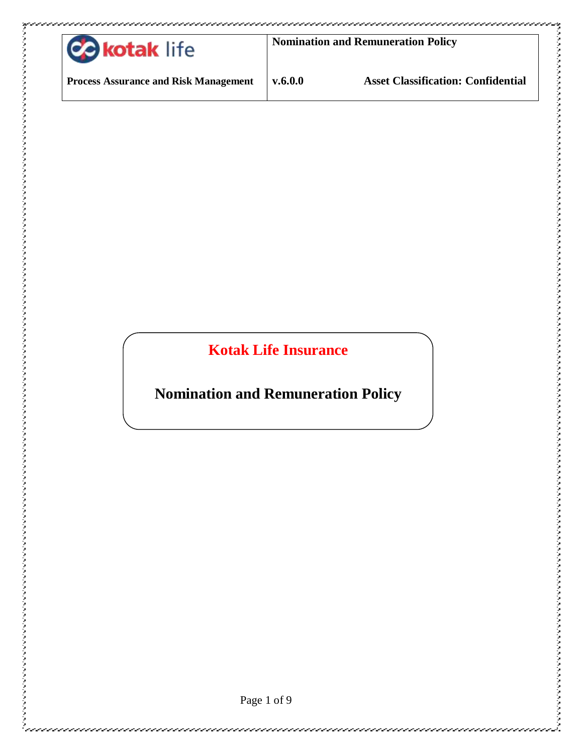# Kotak Life Insurance

# Nomination and Remuneration Policy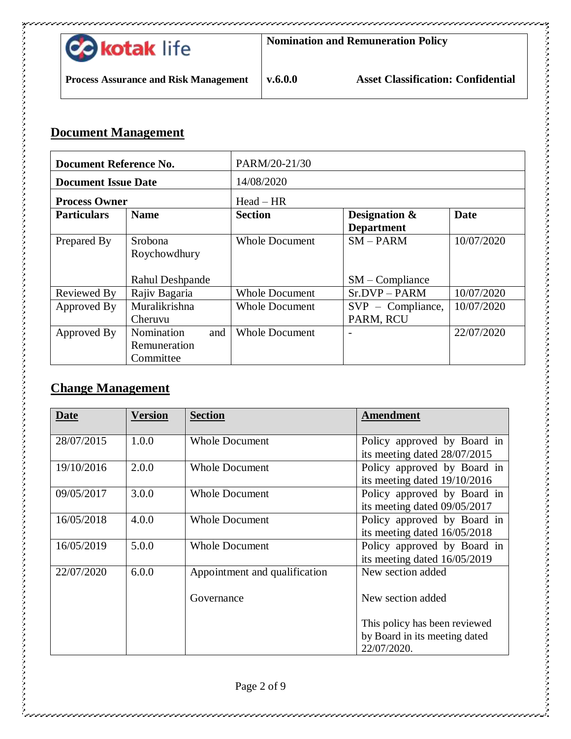## Document Management

| Document Reference No. | | PARM/20-21/30 | | |
|---|---|---|---|---|
| **Document Issue Date** | | 14/08/2020 | | |
| **Process Owner** | | Head – HR | | |
| **Particulars** | **Name** | **Section** | **Designation & Department** | **Date** |
| Prepared By | Srobona Roychowdhury<br><br>Rahul Deshpande | Whole Document | SM – PARM<br><br>SM – Compliance | 10/07/2020 |
| Reviewed By | Rajiv Bagaria | Whole Document | Sr.DVP – PARM | 10/07/2020 |
| Approved By | Muralikrishna Cheruvu | Whole Document | SVP – Compliance, PARM, RCU | 10/07/2020 |
| Approved By | Nomination and Remuneration Committee | Whole Document | - | 22/07/2020 |

## Change Management

| Date | Version | Section | Amendment |
|---|---|---|---|
| 28/07/2015 | 1.0.0 | Whole Document | Policy approved by Board in its meeting dated 28/07/2015 |
| 19/10/2016 | 2.0.0 | Whole Document | Policy approved by Board in its meeting dated 19/10/2016 |
| 09/05/2017 | 3.0.0 | Whole Document | Policy approved by Board in its meeting dated 09/05/2017 |
| 16/05/2018 | 4.0.0 | Whole Document | Policy approved by Board in its meeting dated 16/05/2018 |
| 16/05/2019 | 5.0.0 | Whole Document | Policy approved by Board in its meeting dated 16/05/2019 |
| 22/07/2020 | 6.0.0 | Appointment and qualification<br><br>Governance | New section added<br><br>New section added<br><br>This policy has been reviewed by Board in its meeting dated 22/07/2020. |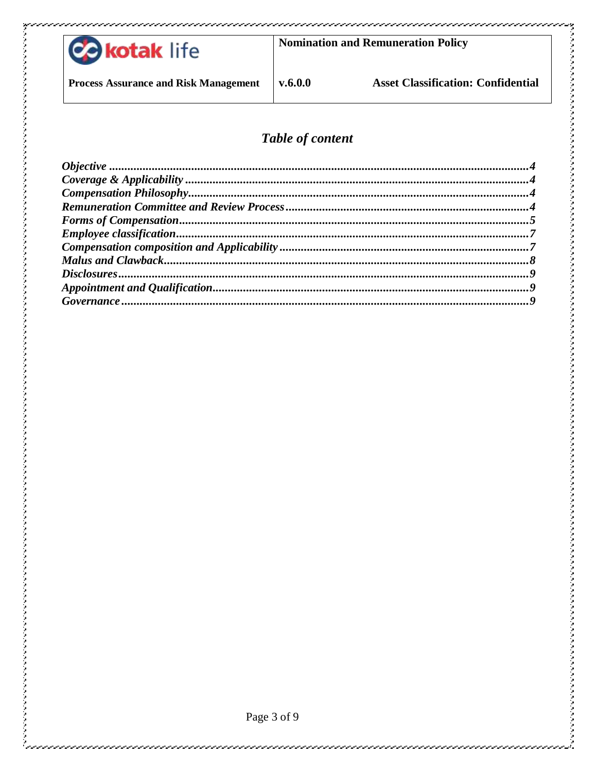## *Table of content*

| | |
|---|---|
| *Objective* | *4* |
| *Coverage & Applicability* | *4* |
| *Compensation Philosophy* | *4* |
| *Remuneration Committee and Review Process* | *4* |
| *Forms of Compensation* | *5* |
| *Employee classification* | *7* |
| *Compensation composition and Applicability* | *7* |
| *Malus and Clawback* | *8* |
| *Disclosures* | *9* |
| *Appointment and Qualification* | *9* |
| *Governance* | *9* |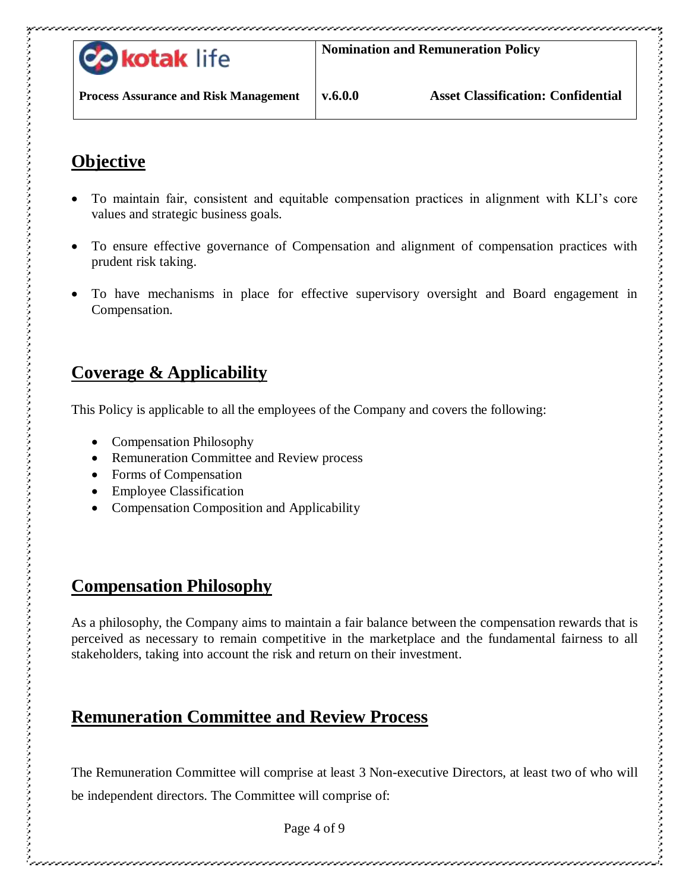## Objective

- To maintain fair, consistent and equitable compensation practices in alignment with KLI's core values and strategic business goals.
- To ensure effective governance of Compensation and alignment of compensation practices with prudent risk taking.
- To have mechanisms in place for effective supervisory oversight and Board engagement in Compensation.

## Coverage & Applicability

This Policy is applicable to all the employees of the Company and covers the following:

- Compensation Philosophy
- Remuneration Committee and Review process
- Forms of Compensation
- Employee Classification
- Compensation Composition and Applicability

## Compensation Philosophy

As a philosophy, the Company aims to maintain a fair balance between the compensation rewards that is perceived as necessary to remain competitive in the marketplace and the fundamental fairness to all stakeholders, taking into account the risk and return on their investment.

## Remuneration Committee and Review Process

The Remuneration Committee will comprise at least 3 Non-executive Directors, at least two of who will be independent directors. The Committee will comprise of: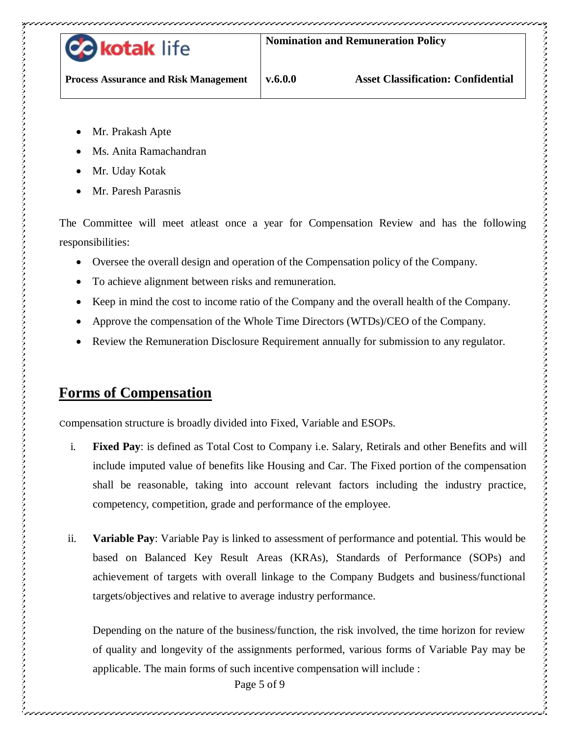- Mr. Prakash Apte
- Ms. Anita Ramachandran
- Mr. Uday Kotak
- Mr. Paresh Parasnis

The Committee will meet atleast once a year for Compensation Review and has the following responsibilities:

- Oversee the overall design and operation of the Compensation policy of the Company.
- To achieve alignment between risks and remuneration.
- Keep in mind the cost to income ratio of the Company and the overall health of the Company.
- Approve the compensation of the Whole Time Directors (WTDs)/CEO of the Company.
- Review the Remuneration Disclosure Requirement annually for submission to any regulator.

## Forms of Compensation

compensation structure is broadly divided into Fixed, Variable and ESOPs.

i. **Fixed Pay**: is defined as Total Cost to Company i.e. Salary, Retirals and other Benefits and will include imputed value of benefits like Housing and Car. The Fixed portion of the compensation shall be reasonable, taking into account relevant factors including the industry practice, competency, competition, grade and performance of the employee.

ii. **Variable Pay**: Variable Pay is linked to assessment of performance and potential. This would be based on Balanced Key Result Areas (KRAs), Standards of Performance (SOPs) and achievement of targets with overall linkage to the Company Budgets and business/functional targets/objectives and relative to average industry performance.

Depending on the nature of the business/function, the risk involved, the time horizon for review of quality and longevity of the assignments performed, various forms of Variable Pay may be applicable. The main forms of such incentive compensation will include :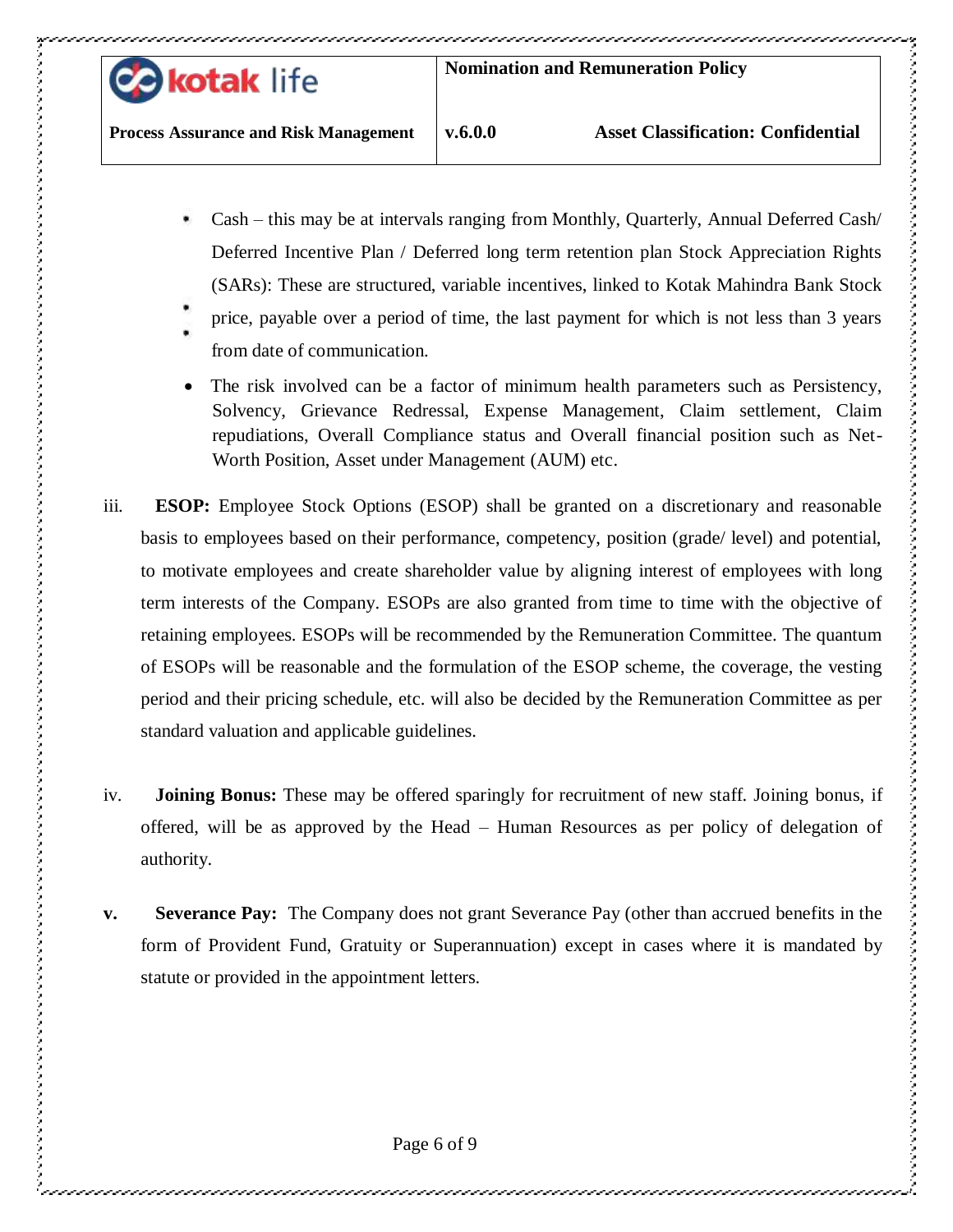- Cash – this may be at intervals ranging from Monthly, Quarterly, Annual Deferred Cash/ Deferred Incentive Plan / Deferred long term retention plan Stock Appreciation Rights (SARs): These are structured, variable incentives, linked to Kotak Mahindra Bank Stock price, payable over a period of time, the last payment for which is not less than 3 years from date of communication.
- The risk involved can be a factor of minimum health parameters such as Persistency, Solvency, Grievance Redressal, Expense Management, Claim settlement, Claim repudiations, Overall Compliance status and Overall financial position such as Net-Worth Position, Asset under Management (AUM) etc.

iii. **ESOP:** Employee Stock Options (ESOP) shall be granted on a discretionary and reasonable basis to employees based on their performance, competency, position (grade/ level) and potential, to motivate employees and create shareholder value by aligning interest of employees with long term interests of the Company. ESOPs are also granted from time to time with the objective of retaining employees. ESOPs will be recommended by the Remuneration Committee. The quantum of ESOPs will be reasonable and the formulation of the ESOP scheme, the coverage, the vesting period and their pricing schedule, etc. will also be decided by the Remuneration Committee as per standard valuation and applicable guidelines.

iv. **Joining Bonus:** These may be offered sparingly for recruitment of new staff. Joining bonus, if offered, will be as approved by the Head – Human Resources as per policy of delegation of authority.

**v.** **Severance Pay:** The Company does not grant Severance Pay (other than accrued benefits in the form of Provident Fund, Gratuity or Superannuation) except in cases where it is mandated by statute or provided in the appointment letters.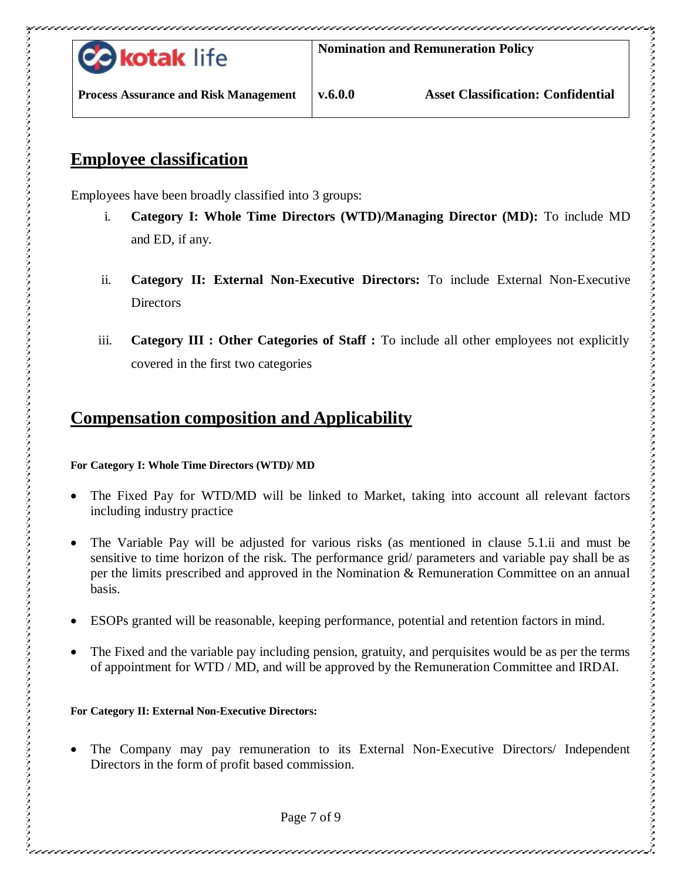## Employee classification

Employees have been broadly classified into 3 groups:

i. **Category I: Whole Time Directors (WTD)/Managing Director (MD):** To include MD and ED, if any.

ii. **Category II: External Non-Executive Directors:** To include External Non-Executive Directors

iii. **Category III : Other Categories of Staff :** To include all other employees not explicitly covered in the first two categories

## Compensation composition and Applicability

**For Category I: Whole Time Directors (WTD)/ MD**

- The Fixed Pay for WTD/MD will be linked to Market, taking into account all relevant factors including industry practice
- The Variable Pay will be adjusted for various risks (as mentioned in clause 5.1.ii and must be sensitive to time horizon of the risk. The performance grid/ parameters and variable pay shall be as per the limits prescribed and approved in the Nomination & Remuneration Committee on an annual basis.
- ESOPs granted will be reasonable, keeping performance, potential and retention factors in mind.
- The Fixed and the variable pay including pension, gratuity, and perquisites would be as per the terms of appointment for WTD / MD, and will be approved by the Remuneration Committee and IRDAI.

**For Category II: External Non-Executive Directors:**

- The Company may pay remuneration to its External Non-Executive Directors/ Independent Directors in the form of profit based commission.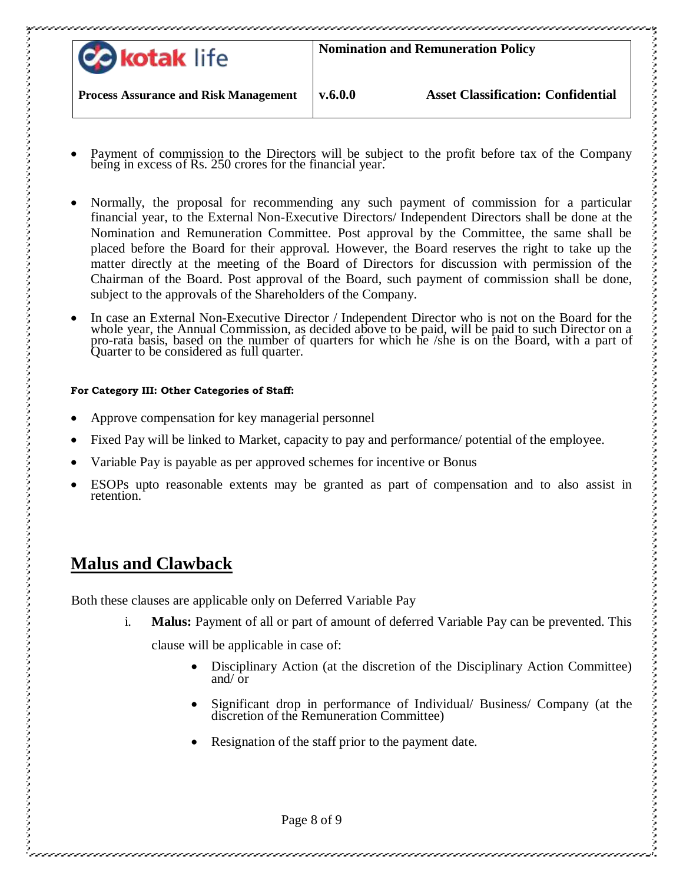- Payment of commission to the Directors will be subject to the profit before tax of the Company being in excess of Rs. 250 crores for the financial year.

- Normally, the proposal for recommending any such payment of commission for a particular financial year, to the External Non-Executive Directors/ Independent Directors shall be done at the Nomination and Remuneration Committee. Post approval by the Committee, the same shall be placed before the Board for their approval. However, the Board reserves the right to take up the matter directly at the meeting of the Board of Directors for discussion with permission of the Chairman of the Board. Post approval of the Board, such payment of commission shall be done, subject to the approvals of the Shareholders of the Company.

- In case an External Non-Executive Director / Independent Director who is not on the Board for the whole year, the Annual Commission, as decided above to be paid, will be paid to such Director on a pro-rata basis, based on the number of quarters for which he /she is on the Board, with a part of Quarter to be considered as full quarter.

**For Category III: Other Categories of Staff:**

- Approve compensation for key managerial personnel
- Fixed Pay will be linked to Market, capacity to pay and performance/ potential of the employee.
- Variable Pay is payable as per approved schemes for incentive or Bonus
- ESOPs upto reasonable extents may be granted as part of compensation and to also assist in retention.

## Malus and Clawback

Both these clauses are applicable only on Deferred Variable Pay

i. **Malus:** Payment of all or part of amount of deferred Variable Pay can be prevented. This clause will be applicable in case of:

   - Disciplinary Action (at the discretion of the Disciplinary Action Committee) and/ or
   - Significant drop in performance of Individual/ Business/ Company (at the discretion of the Remuneration Committee)
   - Resignation of the staff prior to the payment date.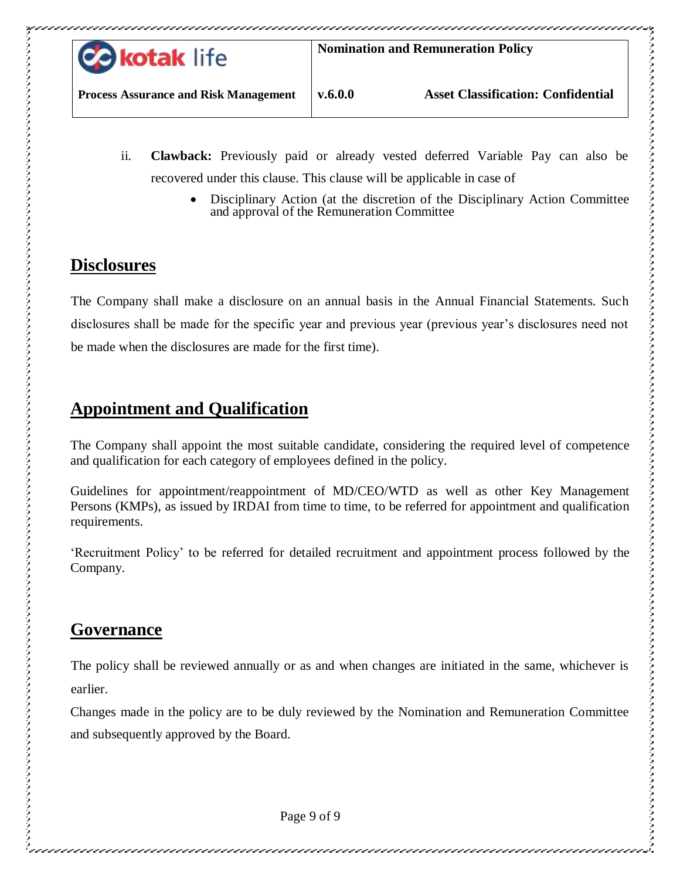ii. **Clawback:** Previously paid or already vested deferred Variable Pay can also be recovered under this clause. This clause will be applicable in case of

- Disciplinary Action (at the discretion of the Disciplinary Action Committee and approval of the Remuneration Committee

## Disclosures

The Company shall make a disclosure on an annual basis in the Annual Financial Statements. Such disclosures shall be made for the specific year and previous year (previous year's disclosures need not be made when the disclosures are made for the first time).

## Appointment and Qualification

The Company shall appoint the most suitable candidate, considering the required level of competence and qualification for each category of employees defined in the policy.

Guidelines for appointment/reappointment of MD/CEO/WTD as well as other Key Management Persons (KMPs), as issued by IRDAI from time to time, to be referred for appointment and qualification requirements.

'Recruitment Policy' to be referred for detailed recruitment and appointment process followed by the Company.

## Governance

The policy shall be reviewed annually or as and when changes are initiated in the same, whichever is earlier.

Changes made in the policy are to be duly reviewed by the Nomination and Remuneration Committee and subsequently approved by the Board.